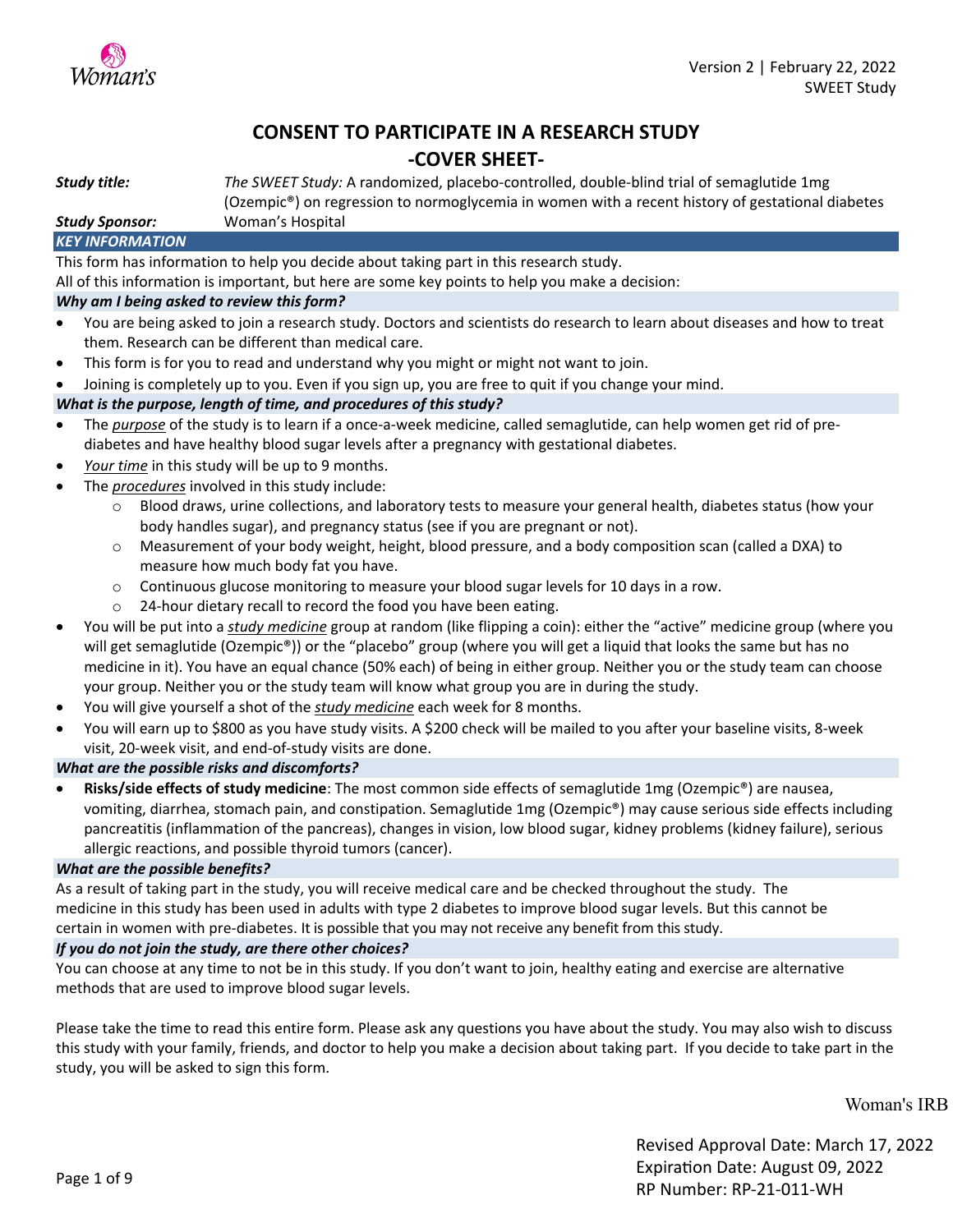# CONSENT TO PARTICIPATE IN A RESEARCH STUDY

## -COVER SHEET-

***Study title:*** *The SWEET Study:* A randomized, placebo-controlled, double-blind trial of semaglutide 1mg (Ozempic®) on regression to normoglycemia in women with a recent history of gestational diabetes

***Study Sponsor:*** Woman's Hospital

### *KEY INFORMATION*

This form has information to help you decide about taking part in this research study.

All of this information is important, but here are some key points to help you make a decision:

#### *Why am I being asked to review this form?*

- You are being asked to join a research study. Doctors and scientists do research to learn about diseases and how to treat them. Research can be different than medical care.
- This form is for you to read and understand why you might or might not want to join.
- Joining is completely up to you. Even if you sign up, you are free to quit if you change your mind.

#### *What is the purpose, length of time, and procedures of this study?*

- The *purpose* of the study is to learn if a once-a-week medicine, called semaglutide, can help women get rid of pre-diabetes and have healthy blood sugar levels after a pregnancy with gestational diabetes.
- *Your time* in this study will be up to 9 months.
- The *procedures* involved in this study include:
  - Blood draws, urine collections, and laboratory tests to measure your general health, diabetes status (how your body handles sugar), and pregnancy status (see if you are pregnant or not).
  - Measurement of your body weight, height, blood pressure, and a body composition scan (called a DXA) to measure how much body fat you have.
  - Continuous glucose monitoring to measure your blood sugar levels for 10 days in a row.
  - 24-hour dietary recall to record the food you have been eating.
- You will be put into a *study medicine* group at random (like flipping a coin): either the "active" medicine group (where you will get semaglutide (Ozempic®)) or the "placebo" group (where you will get a liquid that looks the same but has no medicine in it). You have an equal chance (50% each) of being in either group. Neither you or the study team can choose your group. Neither you or the study team will know what group you are in during the study.
- You will give yourself a shot of the *study medicine* each week for 8 months.
- You will earn up to $800 as you have study visits. A $200 check will be mailed to you after your baseline visits, 8-week visit, 20-week visit, and end-of-study visits are done.

#### *What are the possible risks and discomforts?*

- **Risks/side effects of study medicine**: The most common side effects of semaglutide 1mg (Ozempic®) are nausea, vomiting, diarrhea, stomach pain, and constipation. Semaglutide 1mg (Ozempic®) may cause serious side effects including pancreatitis (inflammation of the pancreas), changes in vision, low blood sugar, kidney problems (kidney failure), serious allergic reactions, and possible thyroid tumors (cancer).

#### *What are the possible benefits?*

As a result of taking part in the study, you will receive medical care and be checked throughout the study. The medicine in this study has been used in adults with type 2 diabetes to improve blood sugar levels. But this cannot be certain in women with pre-diabetes. It is possible that you may not receive any benefit from this study.

#### *If you do not join the study, are there other choices?*

You can choose at any time to not be in this study. If you don't want to join, healthy eating and exercise are alternative methods that are used to improve blood sugar levels.

Please take the time to read this entire form. Please ask any questions you have about the study. You may also wish to discuss this study with your family, friends, and doctor to help you make a decision about taking part. If you decide to take part in the study, you will be asked to sign this form.

Woman's IRB

Revised Approval Date: March 17, 2022
Expiration Date: August 09, 2022
RP Number: RP-21-011-WH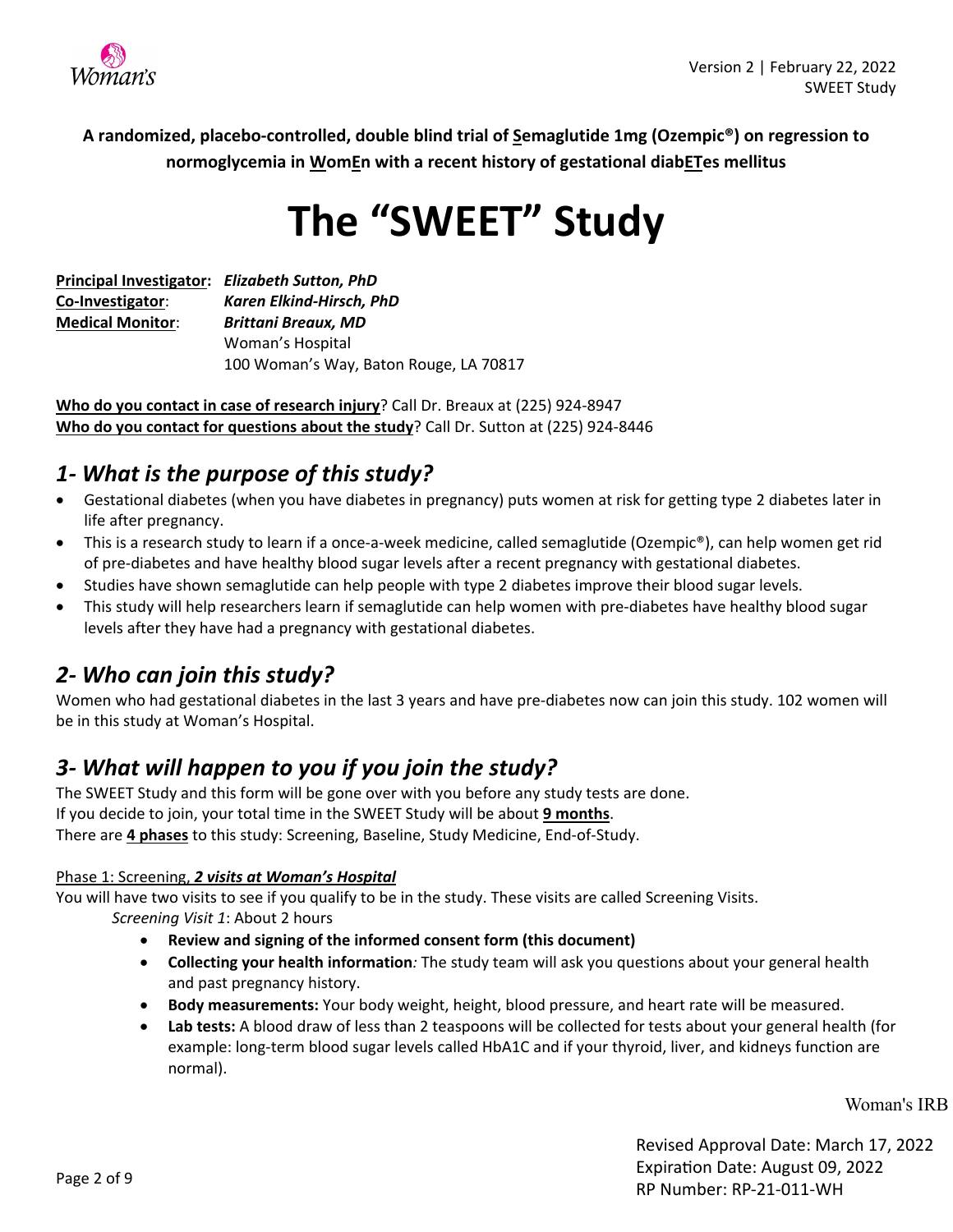**A randomized, placebo-controlled, double blind trial of Semaglutide 1mg (Ozempic®) on regression to normoglycemia in WomEn with a recent history of gestational diabETes mellitus**

# The "SWEET" Study

**Principal Investigator:** ***Elizabeth Sutton, PhD***
**Co-Investigator**: ***Karen Elkind-Hirsch, PhD***
**Medical Monitor**: ***Brittani Breaux, MD***
Woman's Hospital
100 Woman's Way, Baton Rouge, LA 70817

**Who do you contact in case of research injury**? Call Dr. Breaux at (225) 924-8947
**Who do you contact for questions about the study**? Call Dr. Sutton at (225) 924-8446

## *1- What is the purpose of this study?*

- Gestational diabetes (when you have diabetes in pregnancy) puts women at risk for getting type 2 diabetes later in life after pregnancy.
- This is a research study to learn if a once-a-week medicine, called semaglutide (Ozempic®), can help women get rid of pre-diabetes and have healthy blood sugar levels after a recent pregnancy with gestational diabetes.
- Studies have shown semaglutide can help people with type 2 diabetes improve their blood sugar levels.
- This study will help researchers learn if semaglutide can help women with pre-diabetes have healthy blood sugar levels after they have had a pregnancy with gestational diabetes.

## *2- Who can join this study?*

Women who had gestational diabetes in the last 3 years and have pre-diabetes now can join this study. 102 women will be in this study at Woman's Hospital.

## *3- What will happen to you if you join the study?*

The SWEET Study and this form will be gone over with you before any study tests are done.
If you decide to join, your total time in the SWEET Study will be about **9 months**.
There are **4 phases** to this study: Screening, Baseline, Study Medicine, End-of-Study.

Phase 1: Screening, ***2 visits at Woman's Hospital***

You will have two visits to see if you qualify to be in the study. These visits are called Screening Visits.

*Screening Visit 1*: About 2 hours

- **Review and signing of the informed consent form (this document)**
- **Collecting your health information***:* The study team will ask you questions about your general health and past pregnancy history.
- **Body measurements:** Your body weight, height, blood pressure, and heart rate will be measured.
- **Lab tests:** A blood draw of less than 2 teaspoons will be collected for tests about your general health (for example: long-term blood sugar levels called HbA1C and if your thyroid, liver, and kidneys function are normal).

Woman's IRB

Revised Approval Date: March 17, 2022
Expiration Date: August 09, 2022
RP Number: RP-21-011-WH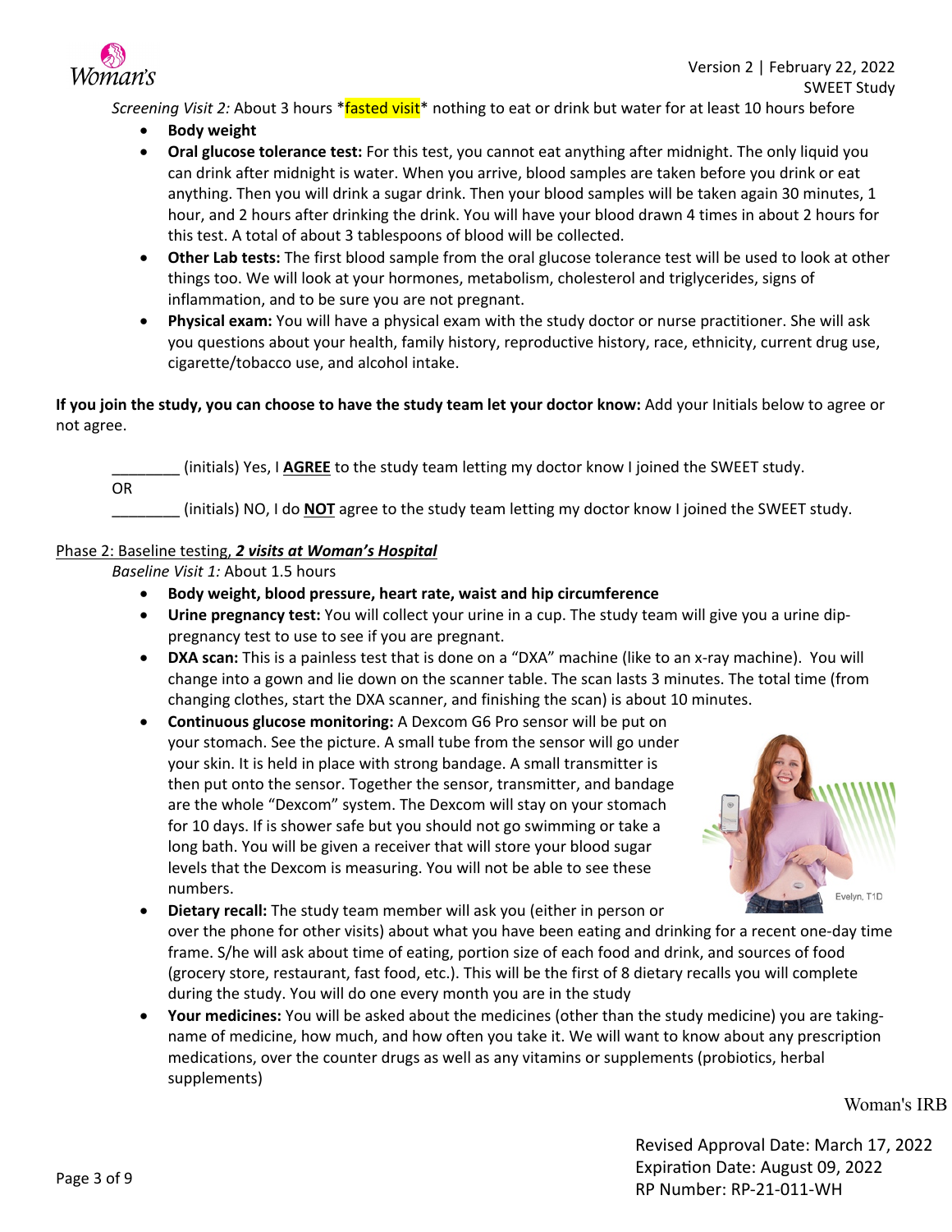*Screening Visit 2:* About 3 hours *fasted visit* nothing to eat or drink but water for at least 10 hours before

- **Body weight**
- **Oral glucose tolerance test:** For this test, you cannot eat anything after midnight. The only liquid you can drink after midnight is water. When you arrive, blood samples are taken before you drink or eat anything. Then you will drink a sugar drink. Then your blood samples will be taken again 30 minutes, 1 hour, and 2 hours after drinking the drink. You will have your blood drawn 4 times in about 2 hours for this test. A total of about 3 tablespoons of blood will be collected.
- **Other Lab tests:** The first blood sample from the oral glucose tolerance test will be used to look at other things too. We will look at your hormones, metabolism, cholesterol and triglycerides, signs of inflammation, and to be sure you are not pregnant.
- **Physical exam:** You will have a physical exam with the study doctor or nurse practitioner. She will ask you questions about your health, family history, reproductive history, race, ethnicity, current drug use, cigarette/tobacco use, and alcohol intake.

**If you join the study, you can choose to have the study team let your doctor know:** Add your Initials below to agree or not agree.

________ (initials) Yes, I **AGREE** to the study team letting my doctor know I joined the SWEET study.

OR

________ (initials) NO, I do **NOT** agree to the study team letting my doctor know I joined the SWEET study.

Phase 2: Baseline testing, ***2 visits at Woman's Hospital***

*Baseline Visit 1:* About 1.5 hours

- **Body weight, blood pressure, heart rate, waist and hip circumference**
- **Urine pregnancy test:** You will collect your urine in a cup. The study team will give you a urine dip-pregnancy test to use to see if you are pregnant.
- **DXA scan:** This is a painless test that is done on a "DXA" machine (like to an x-ray machine). You will change into a gown and lie down on the scanner table. The scan lasts 3 minutes. The total time (from changing clothes, start the DXA scanner, and finishing the scan) is about 10 minutes.
- **Continuous glucose monitoring:** A Dexcom G6 Pro sensor will be put on your stomach. See the picture. A small tube from the sensor will go under your skin. It is held in place with strong bandage. A small transmitter is then put onto the sensor. Together the sensor, transmitter, and bandage are the whole "Dexcom" system. The Dexcom will stay on your stomach for 10 days. If is shower safe but you should not go swimming or take a long bath. You will be given a receiver that will store your blood sugar levels that the Dexcom is measuring. You will not be able to see these numbers.
- **Dietary recall:** The study team member will ask you (either in person or over the phone for other visits) about what you have been eating and drinking for a recent one-day time frame. S/he will ask about time of eating, portion size of each food and drink, and sources of food (grocery store, restaurant, fast food, etc.). This will be the first of 8 dietary recalls you will complete during the study. You will do one every month you are in the study
- **Your medicines:** You will be asked about the medicines (other than the study medicine) you are taking-name of medicine, how much, and how often you take it. We will want to know about any prescription medications, over the counter drugs as well as any vitamins or supplements (probiotics, herbal supplements)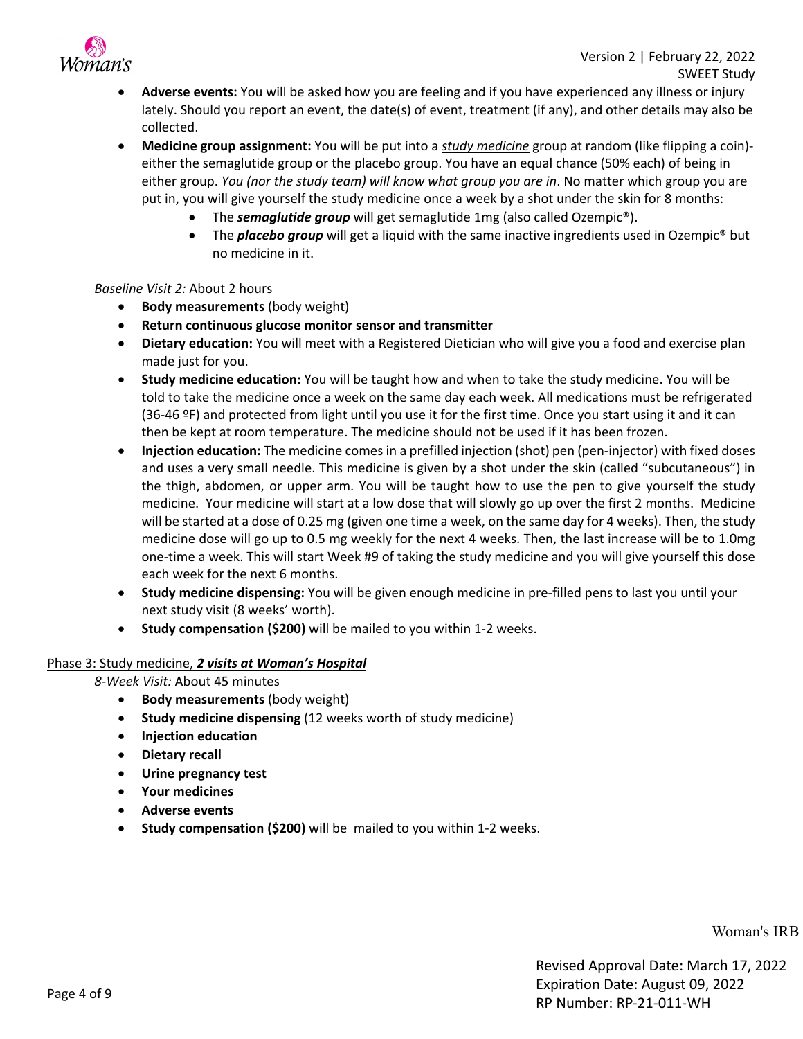- **Adverse events:** You will be asked how you are feeling and if you have experienced any illness or injury lately. Should you report an event, the date(s) of event, treatment (if any), and other details may also be collected.
- **Medicine group assignment:** You will be put into a _study medicine_ group at random (like flipping a coin)- either the semaglutide group or the placebo group. You have an equal chance (50% each) of being in either group. _You (nor the study team) will know what group you are in_. No matter which group you are put in, you will give yourself the study medicine once a week by a shot under the skin for 8 months:
    - The ***semaglutide group*** will get semaglutide 1mg (also called Ozempic®).
    - The ***placebo group*** will get a liquid with the same inactive ingredients used in Ozempic® but no medicine in it.

*Baseline Visit 2:* About 2 hours

- **Body measurements** (body weight)
- **Return continuous glucose monitor sensor and transmitter**
- **Dietary education:** You will meet with a Registered Dietician who will give you a food and exercise plan made just for you.
- **Study medicine education:** You will be taught how and when to take the study medicine. You will be told to take the medicine once a week on the same day each week. All medications must be refrigerated (36-46 ºF) and protected from light until you use it for the first time. Once you start using it and it can then be kept at room temperature. The medicine should not be used if it has been frozen.
- **Injection education:** The medicine comes in a prefilled injection (shot) pen (pen-injector) with fixed doses and uses a very small needle. This medicine is given by a shot under the skin (called "subcutaneous") in the thigh, abdomen, or upper arm. You will be taught how to use the pen to give yourself the study medicine. Your medicine will start at a low dose that will slowly go up over the first 2 months. Medicine will be started at a dose of 0.25 mg (given one time a week, on the same day for 4 weeks). Then, the study medicine dose will go up to 0.5 mg weekly for the next 4 weeks. Then, the last increase will be to 1.0mg one-time a week. This will start Week #9 of taking the study medicine and you will give yourself this dose each week for the next 6 months.
- **Study medicine dispensing:** You will be given enough medicine in pre-filled pens to last you until your next study visit (8 weeks' worth).
- **Study compensation ($200)** will be mailed to you within 1-2 weeks.

Phase 3: Study medicine, ***2 visits at Woman's Hospital***

*8-Week Visit:* About 45 minutes

- **Body measurements** (body weight)
- **Study medicine dispensing** (12 weeks worth of study medicine)
- **Injection education**
- **Dietary recall**
- **Urine pregnancy test**
- **Your medicines**
- **Adverse events**
- **Study compensation ($200)** will be mailed to you within 1-2 weeks.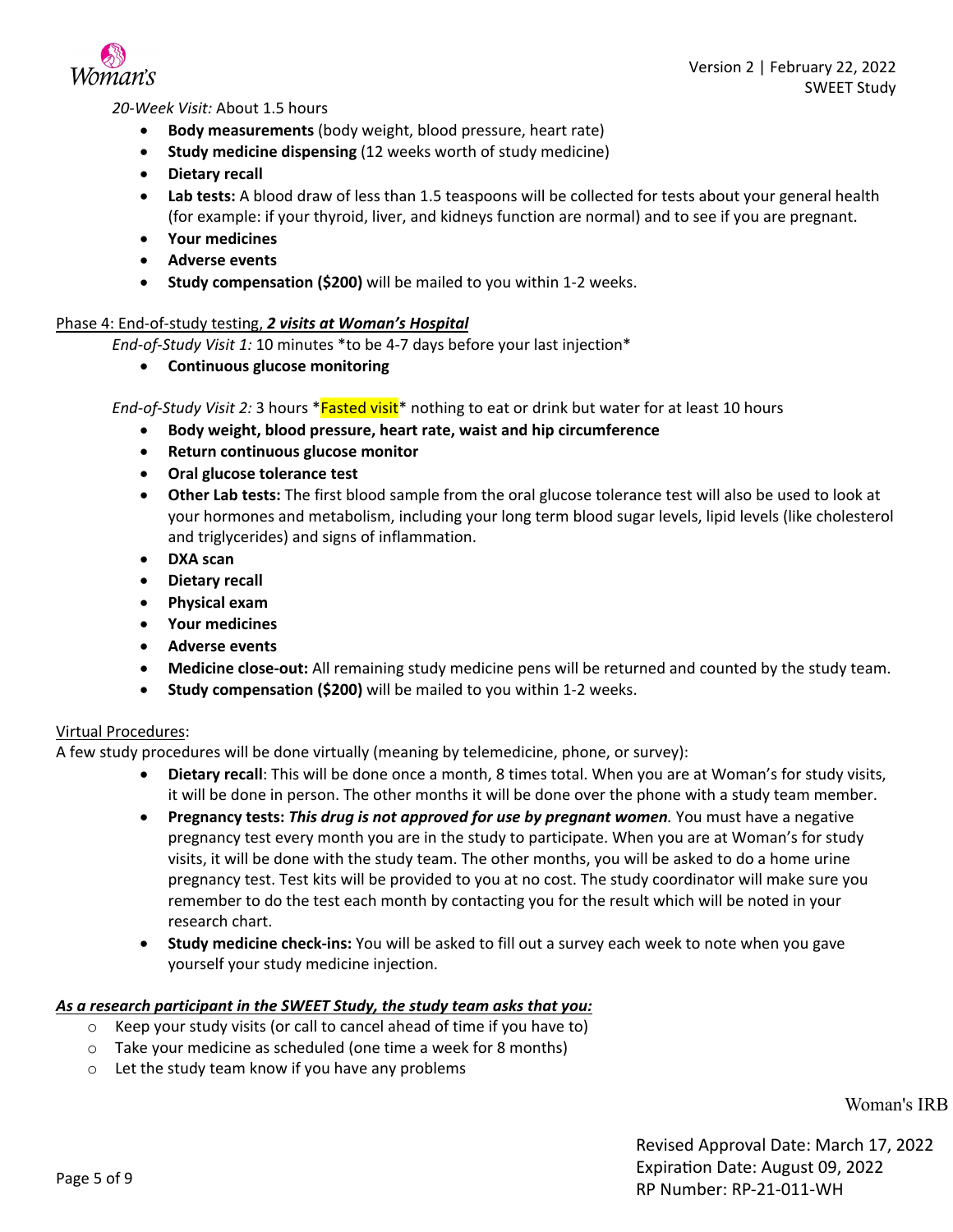*20-Week Visit:* About 1.5 hours

- **Body measurements** (body weight, blood pressure, heart rate)
- **Study medicine dispensing** (12 weeks worth of study medicine)
- **Dietary recall**
- **Lab tests:** A blood draw of less than 1.5 teaspoons will be collected for tests about your general health (for example: if your thyroid, liver, and kidneys function are normal) and to see if you are pregnant.
- **Your medicines**
- **Adverse events**
- **Study compensation ($200)** will be mailed to you within 1-2 weeks.

<u>Phase 4: End-of-study testing, ***2 visits at Woman's Hospital***</u>

*End-of-Study Visit 1:* 10 minutes *to be 4-7 days before your last injection*

- **Continuous glucose monitoring**

*End-of-Study Visit 2:* 3 hours *Fasted visit* nothing to eat or drink but water for at least 10 hours

- **Body weight, blood pressure, heart rate, waist and hip circumference**
- **Return continuous glucose monitor**
- **Oral glucose tolerance test**
- **Other Lab tests:** The first blood sample from the oral glucose tolerance test will also be used to look at your hormones and metabolism, including your long term blood sugar levels, lipid levels (like cholesterol and triglycerides) and signs of inflammation.
- **DXA scan**
- **Dietary recall**
- **Physical exam**
- **Your medicines**
- **Adverse events**
- **Medicine close-out:** All remaining study medicine pens will be returned and counted by the study team.
- **Study compensation ($200)** will be mailed to you within 1-2 weeks.

<u>Virtual Procedures</u>:

A few study procedures will be done virtually (meaning by telemedicine, phone, or survey):

- **Dietary recall**: This will be done once a month, 8 times total. When you are at Woman's for study visits, it will be done in person. The other months it will be done over the phone with a study team member.
- **Pregnancy tests: *This drug is not approved for use by pregnant women.*** You must have a negative pregnancy test every month you are in the study to participate. When you are at Woman's for study visits, it will be done with the study team. The other months, you will be asked to do a home urine pregnancy test. Test kits will be provided to you at no cost. The study coordinator will make sure you remember to do the test each month by contacting you for the result which will be noted in your research chart.
- **Study medicine check-ins:** You will be asked to fill out a survey each week to note when you gave yourself your study medicine injection.

***<u>As a research participant in the SWEET Study, the study team asks that you:</u>***

- Keep your study visits (or call to cancel ahead of time if you have to)
- Take your medicine as scheduled (one time a week for 8 months)
- Let the study team know if you have any problems

Woman's IRB

Revised Approval Date: March 17, 2022
Expiration Date: August 09, 2022
RP Number: RP-21-011-WH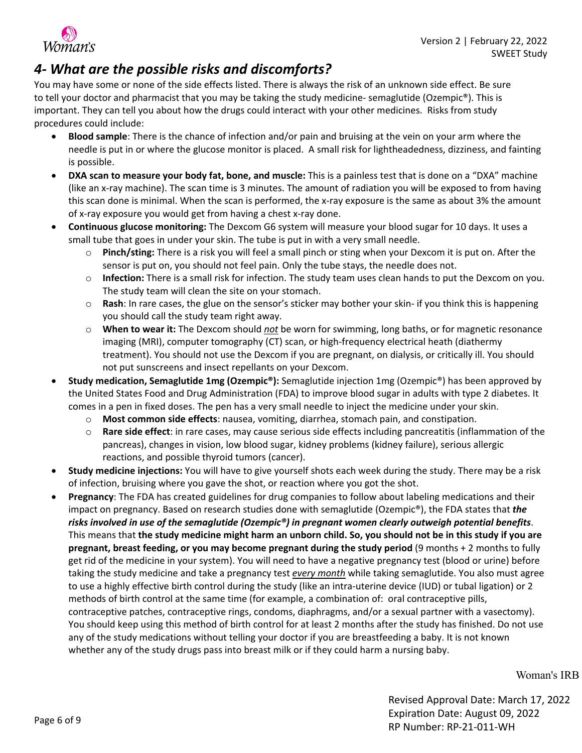## 4- What are the possible risks and discomforts?

You may have some or none of the side effects listed. There is always the risk of an unknown side effect. Be sure to tell your doctor and pharmacist that you may be taking the study medicine- semaglutide (Ozempic®). This is important. They can tell you about how the drugs could interact with your other medicines. Risks from study procedures could include:

- **Blood sample**: There is the chance of infection and/or pain and bruising at the vein on your arm where the needle is put in or where the glucose monitor is placed. A small risk for lightheadedness, dizziness, and fainting is possible.
- **DXA scan to measure your body fat, bone, and muscle:** This is a painless test that is done on a "DXA" machine (like an x-ray machine). The scan time is 3 minutes. The amount of radiation you will be exposed to from having this scan done is minimal. When the scan is performed, the x-ray exposure is the same as about 3% the amount of x-ray exposure you would get from having a chest x-ray done.
- **Continuous glucose monitoring:** The Dexcom G6 system will measure your blood sugar for 10 days. It uses a small tube that goes in under your skin. The tube is put in with a very small needle.
  - **Pinch/sting:** There is a risk you will feel a small pinch or sting when your Dexcom it is put on. After the sensor is put on, you should not feel pain. Only the tube stays, the needle does not.
  - **Infection:** There is a small risk for infection. The study team uses clean hands to put the Dexcom on you. The study team will clean the site on your stomach.
  - **Rash**: In rare cases, the glue on the sensor's sticker may bother your skin- if you think this is happening you should call the study team right away.
  - **When to wear it:** The Dexcom should ***not*** be worn for swimming, long baths, or for magnetic resonance imaging (MRI), computer tomography (CT) scan, or high-frequency electrical heath (diathermy treatment). You should not use the Dexcom if you are pregnant, on dialysis, or critically ill. You should not put sunscreens and insect repellants on your Dexcom.
- **Study medication, Semaglutide 1mg (Ozempic®):** Semaglutide injection 1mg (Ozempic®) has been approved by the United States Food and Drug Administration (FDA) to improve blood sugar in adults with type 2 diabetes. It comes in a pen in fixed doses. The pen has a very small needle to inject the medicine under your skin.
  - **Most common side effects**: nausea, vomiting, diarrhea, stomach pain, and constipation.
  - **Rare side effect**: in rare cases, may cause serious side effects including pancreatitis (inflammation of the pancreas), changes in vision, low blood sugar, kidney problems (kidney failure), serious allergic reactions, and possible thyroid tumors (cancer).
- **Study medicine injections:** You will have to give yourself shots each week during the study. There may be a risk of infection, bruising where you gave the shot, or reaction where you got the shot.
- **Pregnancy**: The FDA has created guidelines for drug companies to follow about labeling medications and their impact on pregnancy. Based on research studies done with semaglutide (Ozempic®), the FDA states that ***the risks involved in use of the semaglutide (Ozempic®) in pregnant women clearly outweigh potential benefits***. This means that **the study medicine might harm an unborn child. So, you should not be in this study if you are pregnant, breast feeding, or you may become pregnant during the study period** (9 months + 2 months to fully get rid of the medicine in your system). You will need to have a negative pregnancy test (blood or urine) before taking the study medicine and take a pregnancy test *every month* while taking semaglutide. You also must agree to use a highly effective birth control during the study (like an intra-uterine device (IUD) or tubal ligation) or 2 methods of birth control at the same time (for example, a combination of: oral contraceptive pills, contraceptive patches, contraceptive rings, condoms, diaphragms, and/or a sexual partner with a vasectomy). You should keep using this method of birth control for at least 2 months after the study has finished. Do not use any of the study medications without telling your doctor if you are breastfeeding a baby. It is not known whether any of the study drugs pass into breast milk or if they could harm a nursing baby.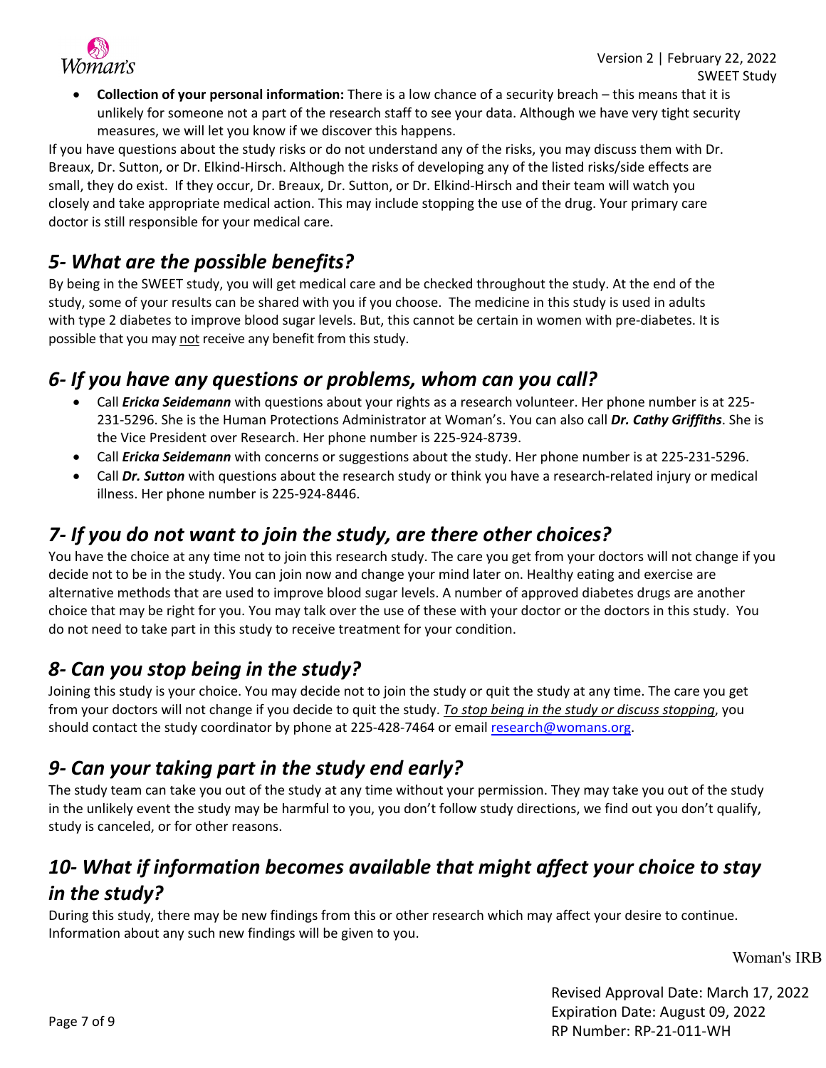- **Collection of your personal information:** There is a low chance of a security breach – this means that it is unlikely for someone not a part of the research staff to see your data. Although we have very tight security measures, we will let you know if we discover this happens.

If you have questions about the study risks or do not understand any of the risks, you may discuss them with Dr. Breaux, Dr. Sutton, or Dr. Elkind-Hirsch. Although the risks of developing any of the listed risks/side effects are small, they do exist. If they occur, Dr. Breaux, Dr. Sutton, or Dr. Elkind-Hirsch and their team will watch you closely and take appropriate medical action. This may include stopping the use of the drug. Your primary care doctor is still responsible for your medical care.

## *5- What are the possible benefits?*

By being in the SWEET study, you will get medical care and be checked throughout the study. At the end of the study, some of your results can be shared with you if you choose. The medicine in this study is used in adults with type 2 diabetes to improve blood sugar levels. But, this cannot be certain in women with pre-diabetes. It is possible that you may not receive any benefit from this study.

## *6- If you have any questions or problems, whom can you call?*

- Call ***Ericka Seidemann*** with questions about your rights as a research volunteer. Her phone number is at 225-231-5296. She is the Human Protections Administrator at Woman's. You can also call ***Dr. Cathy Griffiths***. She is the Vice President over Research. Her phone number is 225-924-8739.
- Call ***Ericka Seidemann*** with concerns or suggestions about the study. Her phone number is at 225-231-5296.
- Call ***Dr. Sutton*** with questions about the research study or think you have a research-related injury or medical illness. Her phone number is 225-924-8446.

## *7- If you do not want to join the study, are there other choices?*

You have the choice at any time not to join this research study. The care you get from your doctors will not change if you decide not to be in the study. You can join now and change your mind later on. Healthy eating and exercise are alternative methods that are used to improve blood sugar levels. A number of approved diabetes drugs are another choice that may be right for you. You may talk over the use of these with your doctor or the doctors in this study. You do not need to take part in this study to receive treatment for your condition.

## *8- Can you stop being in the study?*

Joining this study is your choice. You may decide not to join the study or quit the study at any time. The care you get from your doctors will not change if you decide to quit the study. *To stop being in the study or discuss stopping*, you should contact the study coordinator by phone at 225-428-7464 or email research@womans.org.

## *9- Can your taking part in the study end early?*

The study team can take you out of the study at any time without your permission. They may take you out of the study in the unlikely event the study may be harmful to you, you don't follow study directions, we find out you don't qualify, study is canceled, or for other reasons.

## *10- What if information becomes available that might affect your choice to stay in the study?*

During this study, there may be new findings from this or other research which may affect your desire to continue. Information about any such new findings will be given to you.

Woman's IRB

Revised Approval Date: March 17, 2022
Expiration Date: August 09, 2022
RP Number: RP-21-011-WH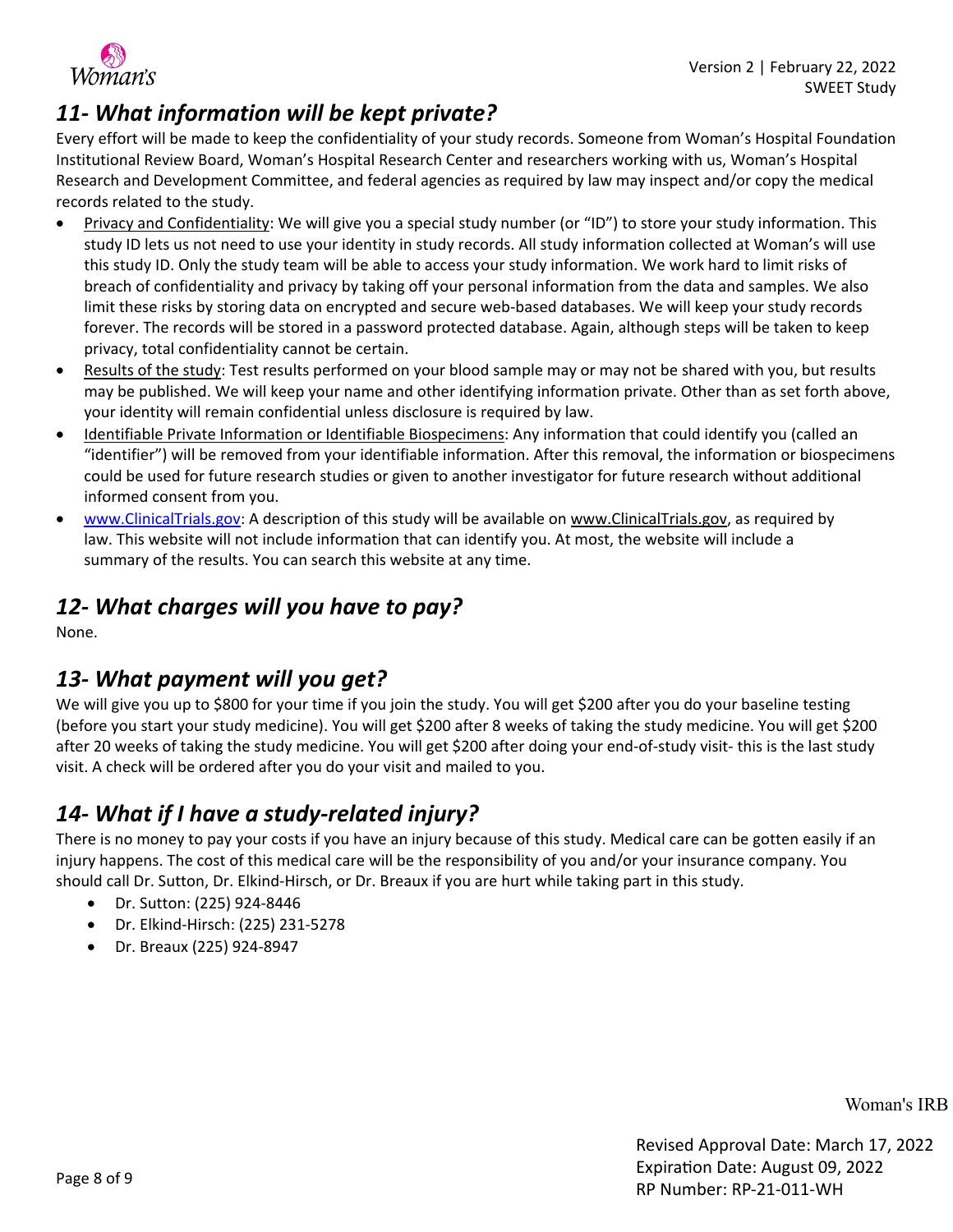## 11- What information will be kept private?

Every effort will be made to keep the confidentiality of your study records. Someone from Woman's Hospital Foundation Institutional Review Board, Woman's Hospital Research Center and researchers working with us, Woman's Hospital Research and Development Committee, and federal agencies as required by law may inspect and/or copy the medical records related to the study.

- Privacy and Confidentiality: We will give you a special study number (or "ID") to store your study information. This study ID lets us not need to use your identity in study records. All study information collected at Woman's will use this study ID. Only the study team will be able to access your study information. We work hard to limit risks of breach of confidentiality and privacy by taking off your personal information from the data and samples. We also limit these risks by storing data on encrypted and secure web-based databases. We will keep your study records forever. The records will be stored in a password protected database. Again, although steps will be taken to keep privacy, total confidentiality cannot be certain.
- Results of the study: Test results performed on your blood sample may or may not be shared with you, but results may be published. We will keep your name and other identifying information private. Other than as set forth above, your identity will remain confidential unless disclosure is required by law.
- Identifiable Private Information or Identifiable Biospecimens: Any information that could identify you (called an "identifier") will be removed from your identifiable information. After this removal, the information or biospecimens could be used for future research studies or given to another investigator for future research without additional informed consent from you.
- www.ClinicalTrials.gov: A description of this study will be available on www.ClinicalTrials.gov, as required by law. This website will not include information that can identify you. At most, the website will include a summary of the results. You can search this website at any time.

## 12- What charges will you have to pay?

None.

## 13- What payment will you get?

We will give you up to $800 for your time if you join the study. You will get $200 after you do your baseline testing (before you start your study medicine). You will get $200 after 8 weeks of taking the study medicine. You will get $200 after 20 weeks of taking the study medicine. You will get $200 after doing your end-of-study visit- this is the last study visit. A check will be ordered after you do your visit and mailed to you.

## 14- What if I have a study-related injury?

There is no money to pay your costs if you have an injury because of this study. Medical care can be gotten easily if an injury happens. The cost of this medical care will be the responsibility of you and/or your insurance company. You should call Dr. Sutton, Dr. Elkind-Hirsch, or Dr. Breaux if you are hurt while taking part in this study.

- Dr. Sutton: (225) 924-8446
- Dr. Elkind-Hirsch: (225) 231-5278
- Dr. Breaux (225) 924-8947

Woman's IRB

Revised Approval Date: March 17, 2022
Expiration Date: August 09, 2022
RP Number: RP-21-011-WH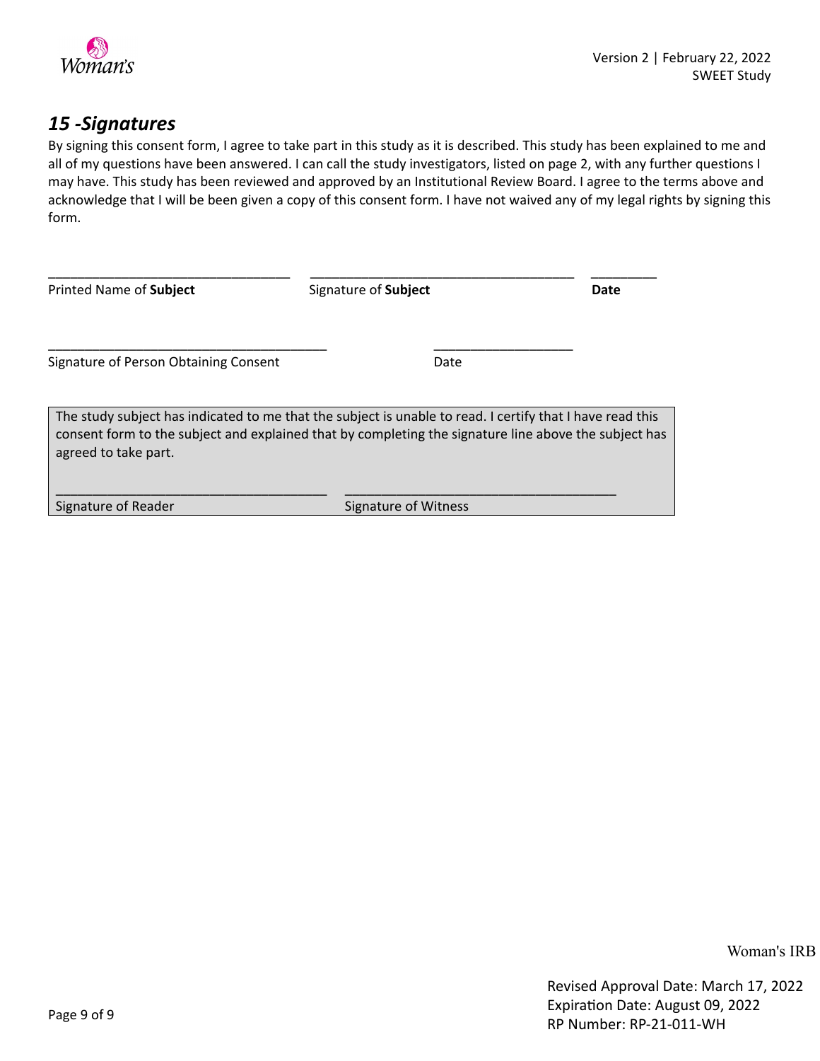## *15 -Signatures*

By signing this consent form, I agree to take part in this study as it is described. This study has been explained to me and all of my questions have been answered. I can call the study investigators, listed on page 2, with any further questions I may have. This study has been reviewed and approved by an Institutional Review Board. I agree to the terms above and acknowledge that I will be been given a copy of this consent form. I have not waived any of my legal rights by signing this form.

\_\_\_\_\_\_\_\_\_\_\_\_\_\_\_\_\_\_\_\_\_\_\_\_\_\_\_\_\_\_\_\_\_\_ \_\_\_\_\_\_\_\_\_\_\_\_\_\_\_\_\_\_\_\_\_\_\_\_\_\_\_\_\_\_\_\_\_\_\_\_\_ \_\_\_\_\_\_\_\_\_

Printed Name of **Subject** Signature of **Subject** **Date**

\_\_\_\_\_\_\_\_\_\_\_\_\_\_\_\_\_\_\_\_\_\_\_\_\_\_\_\_\_\_\_\_\_\_\_\_\_\_\_ \_\_\_\_\_\_\_\_\_\_\_\_\_\_\_\_\_\_\_

Signature of Person Obtaining Consent Date

The study subject has indicated to me that the subject is unable to read. I certify that I have read this consent form to the subject and explained that by completing the signature line above the subject has agreed to take part.

\_\_\_\_\_\_\_\_\_\_\_\_\_\_\_\_\_\_\_\_\_\_\_\_\_\_\_\_\_\_\_\_\_\_\_\_\_\_ \_\_\_\_\_\_\_\_\_\_\_\_\_\_\_\_\_\_\_\_\_\_\_\_\_\_\_\_\_\_\_\_\_\_\_\_\_\_

Signature of Reader Signature of Witness

Woman's IRB

Revised Approval Date: March 17, 2022
Expiration Date: August 09, 2022
RP Number: RP-21-011-WH